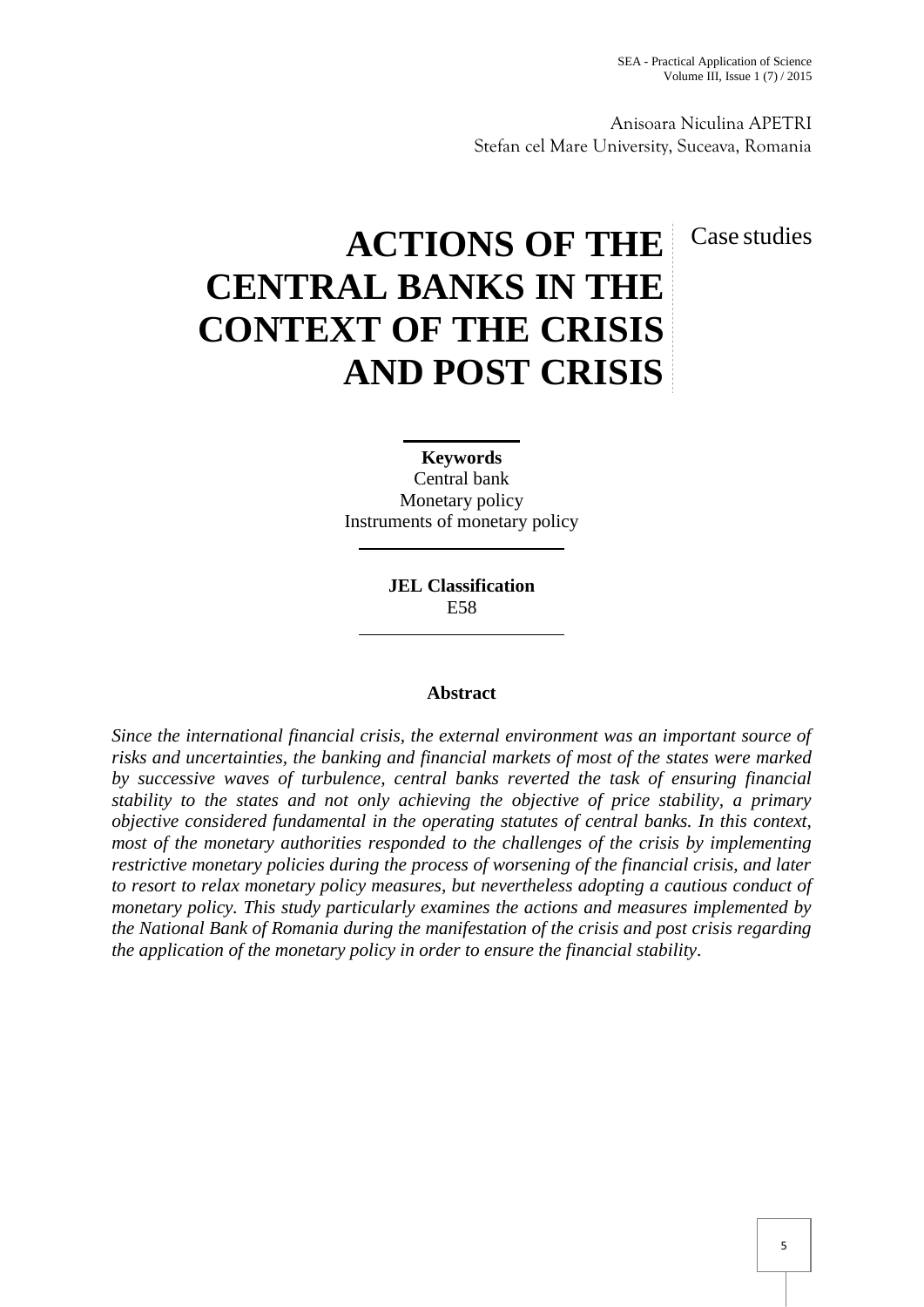Anisoara Niculina APETRI
Stefan cel Mare University, Suceava, Romania

Case studies

# ACTIONS OF THE CENTRAL BANKS IN THE CONTEXT OF THE CRISIS AND POST CRISIS

**Keywords**
Central bank
Monetary policy
Instruments of monetary policy

**JEL Classification**
E58

## Abstract

*Since the international financial crisis, the external environment was an important source of risks and uncertainties, the banking and financial markets of most of the states were marked by successive waves of turbulence, central banks reverted the task of ensuring financial stability to the states and not only achieving the objective of price stability, a primary objective considered fundamental in the operating statutes of central banks. In this context, most of the monetary authorities responded to the challenges of the crisis by implementing restrictive monetary policies during the process of worsening of the financial crisis, and later to resort to relax monetary policy measures, but nevertheless adopting a cautious conduct of monetary policy. This study particularly examines the actions and measures implemented by the National Bank of Romania during the manifestation of the crisis and post crisis regarding the application of the monetary policy in order to ensure the financial stability.*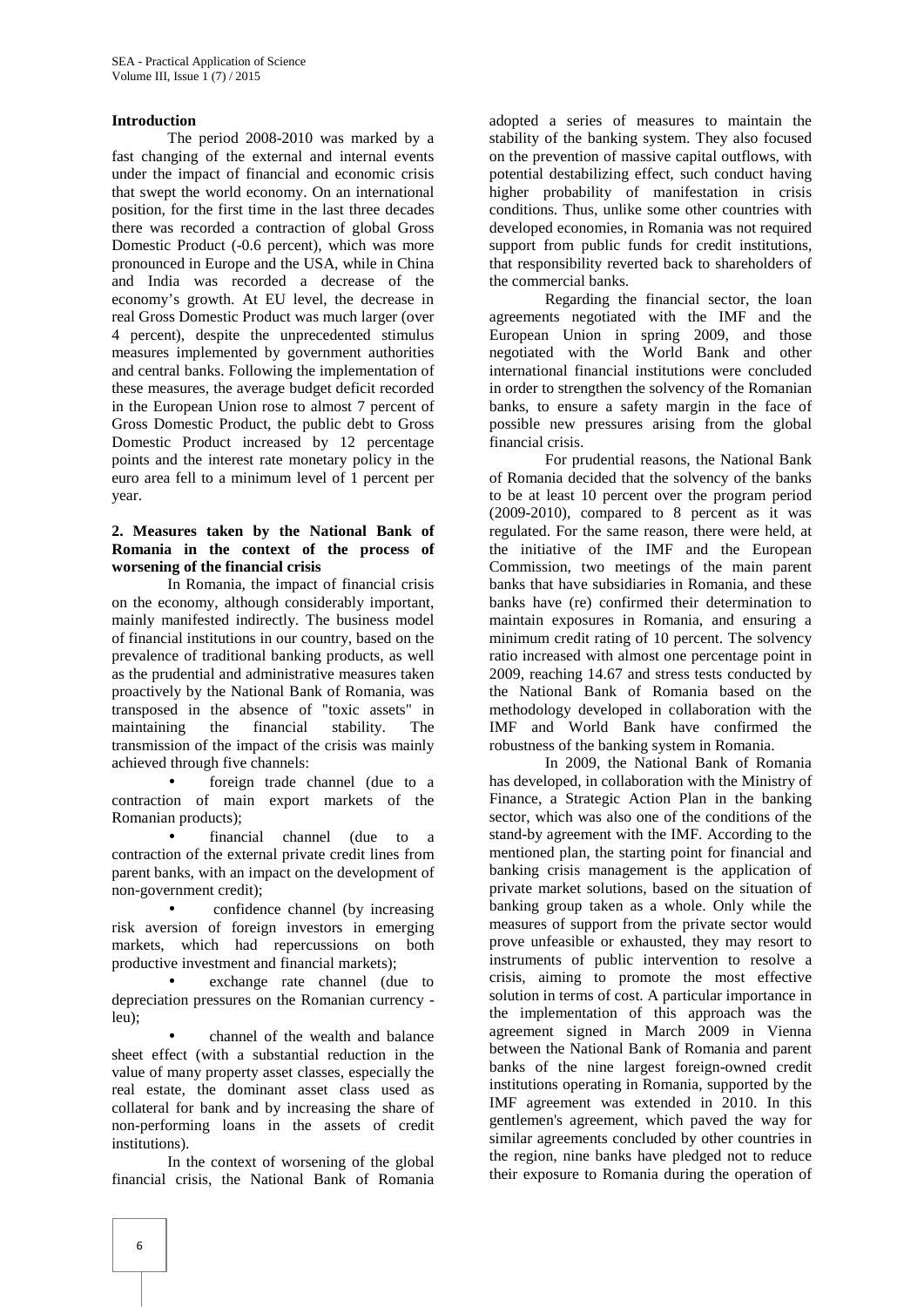## Introduction

The period 2008-2010 was marked by a fast changing of the external and internal events under the impact of financial and economic crisis that swept the world economy. On an international position, for the first time in the last three decades there was recorded a contraction of global Gross Domestic Product (-0.6 percent), which was more pronounced in Europe and the USA, while in China and India was recorded a decrease of the economy's growth. At EU level, the decrease in real Gross Domestic Product was much larger (over 4 percent), despite the unprecedented stimulus measures implemented by government authorities and central banks. Following the implementation of these measures, the average budget deficit recorded in the European Union rose to almost 7 percent of Gross Domestic Product, the public debt to Gross Domestic Product increased by 12 percentage points and the interest rate monetary policy in the euro area fell to a minimum level of 1 percent per year.

## 2. Measures taken by the National Bank of Romania in the context of the process of worsening of the financial crisis

In Romania, the impact of financial crisis on the economy, although considerably important, mainly manifested indirectly. The business model of financial institutions in our country, based on the prevalence of traditional banking products, as well as the prudential and administrative measures taken proactively by the National Bank of Romania, was transposed in the absence of "toxic assets" in maintaining the financial stability. The transmission of the impact of the crisis was mainly achieved through five channels:

- foreign trade channel (due to a contraction of main export markets of the Romanian products);
- financial channel (due to a contraction of the external private credit lines from parent banks, with an impact on the development of non-government credit);
- confidence channel (by increasing risk aversion of foreign investors in emerging markets, which had repercussions on both productive investment and financial markets);
- exchange rate channel (due to depreciation pressures on the Romanian currency - leu);
- channel of the wealth and balance sheet effect (with a substantial reduction in the value of many property asset classes, especially the real estate, the dominant asset class used as collateral for bank and by increasing the share of non-performing loans in the assets of credit institutions).

In the context of worsening of the global financial crisis, the National Bank of Romania adopted a series of measures to maintain the stability of the banking system. They also focused on the prevention of massive capital outflows, with potential destabilizing effect, such conduct having higher probability of manifestation in crisis conditions. Thus, unlike some other countries with developed economies, in Romania was not required support from public funds for credit institutions, that responsibility reverted back to shareholders of the commercial banks.

Regarding the financial sector, the loan agreements negotiated with the IMF and the European Union in spring 2009, and those negotiated with the World Bank and other international financial institutions were concluded in order to strengthen the solvency of the Romanian banks, to ensure a safety margin in the face of possible new pressures arising from the global financial crisis.

For prudential reasons, the National Bank of Romania decided that the solvency of the banks to be at least 10 percent over the program period (2009-2010), compared to 8 percent as it was regulated. For the same reason, there were held, at the initiative of the IMF and the European Commission, two meetings of the main parent banks that have subsidiaries in Romania, and these banks have (re) confirmed their determination to maintain exposures in Romania, and ensuring a minimum credit rating of 10 percent. The solvency ratio increased with almost one percentage point in 2009, reaching 14.67 and stress tests conducted by the National Bank of Romania based on the methodology developed in collaboration with the IMF and World Bank have confirmed the robustness of the banking system in Romania.

In 2009, the National Bank of Romania has developed, in collaboration with the Ministry of Finance, a Strategic Action Plan in the banking sector, which was also one of the conditions of the stand-by agreement with the IMF. According to the mentioned plan, the starting point for financial and banking crisis management is the application of private market solutions, based on the situation of banking group taken as a whole. Only while the measures of support from the private sector would prove unfeasible or exhausted, they may resort to instruments of public intervention to resolve a crisis, aiming to promote the most effective solution in terms of cost. A particular importance in the implementation of this approach was the agreement signed in March 2009 in Vienna between the National Bank of Romania and parent banks of the nine largest foreign-owned credit institutions operating in Romania, supported by the IMF agreement was extended in 2010. In this gentlemen's agreement, which paved the way for similar agreements concluded by other countries in the region, nine banks have pledged not to reduce their exposure to Romania during the operation of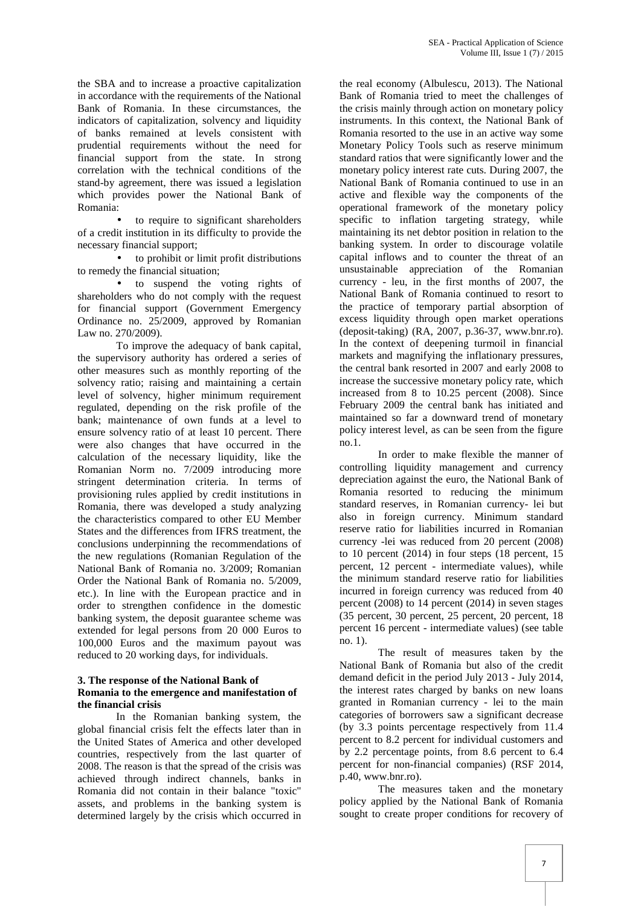the SBA and to increase a proactive capitalization in accordance with the requirements of the National Bank of Romania. In these circumstances, the indicators of capitalization, solvency and liquidity of banks remained at levels consistent with prudential requirements without the need for financial support from the state. In strong correlation with the technical conditions of the stand-by agreement, there was issued a legislation which provides power the National Bank of Romania:

- to require to significant shareholders of a credit institution in its difficulty to provide the necessary financial support;
- to prohibit or limit profit distributions to remedy the financial situation;
- to suspend the voting rights of shareholders who do not comply with the request for financial support (Government Emergency Ordinance no. 25/2009, approved by Romanian Law no. 270/2009).

To improve the adequacy of bank capital, the supervisory authority has ordered a series of other measures such as monthly reporting of the solvency ratio; raising and maintaining a certain level of solvency, higher minimum requirement regulated, depending on the risk profile of the bank; maintenance of own funds at a level to ensure solvency ratio of at least 10 percent. There were also changes that have occurred in the calculation of the necessary liquidity, like the Romanian Norm no. 7/2009 introducing more stringent determination criteria. In terms of provisioning rules applied by credit institutions in Romania, there was developed a study analyzing the characteristics compared to other EU Member States and the differences from IFRS treatment, the conclusions underpinning the recommendations of the new regulations (Romanian Regulation of the National Bank of Romania no. 3/2009; Romanian Order the National Bank of Romania no. 5/2009, etc.). In line with the European practice and in order to strengthen confidence in the domestic banking system, the deposit guarantee scheme was extended for legal persons from 20 000 Euros to 100,000 Euros and the maximum payout was reduced to 20 working days, for individuals.

### 3. The response of the National Bank of Romania to the emergence and manifestation of the financial crisis

In the Romanian banking system, the global financial crisis felt the effects later than in the United States of America and other developed countries, respectively from the last quarter of 2008. The reason is that the spread of the crisis was achieved through indirect channels, banks in Romania did not contain in their balance "toxic" assets, and problems in the banking system is determined largely by the crisis which occurred in the real economy (Albulescu, 2013). The National Bank of Romania tried to meet the challenges of the crisis mainly through action on monetary policy instruments. In this context, the National Bank of Romania resorted to the use in an active way some Monetary Policy Tools such as reserve minimum standard ratios that were significantly lower and the monetary policy interest rate cuts. During 2007, the National Bank of Romania continued to use in an active and flexible way the components of the operational framework of the monetary policy specific to inflation targeting strategy, while maintaining its net debtor position in relation to the banking system. In order to discourage volatile capital inflows and to counter the threat of an unsustainable appreciation of the Romanian currency - leu, in the first months of 2007, the National Bank of Romania continued to resort to the practice of temporary partial absorption of excess liquidity through open market operations (deposit-taking) (RA, 2007, p.36-37, www.bnr.ro). In the context of deepening turmoil in financial markets and magnifying the inflationary pressures, the central bank resorted in 2007 and early 2008 to increase the successive monetary policy rate, which increased from 8 to 10.25 percent (2008). Since February 2009 the central bank has initiated and maintained so far a downward trend of monetary policy interest level, as can be seen from the figure no.1.

In order to make flexible the manner of controlling liquidity management and currency depreciation against the euro, the National Bank of Romania resorted to reducing the minimum standard reserves, in Romanian currency- lei but also in foreign currency. Minimum standard reserve ratio for liabilities incurred in Romanian currency -lei was reduced from 20 percent (2008) to 10 percent (2014) in four steps (18 percent, 15 percent, 12 percent - intermediate values), while the minimum standard reserve ratio for liabilities incurred in foreign currency was reduced from 40 percent (2008) to 14 percent (2014) in seven stages (35 percent, 30 percent, 25 percent, 20 percent, 18 percent 16 percent - intermediate values) (see table no. 1).

The result of measures taken by the National Bank of Romania but also of the credit demand deficit in the period July 2013 - July 2014, the interest rates charged by banks on new loans granted in Romanian currency - lei to the main categories of borrowers saw a significant decrease (by 3.3 points percentage respectively from 11.4 percent to 8.2 percent for individual customers and by 2.2 percentage points, from 8.6 percent to 6.4 percent for non-financial companies) (RSF 2014, p.40, www.bnr.ro).

The measures taken and the monetary policy applied by the National Bank of Romania sought to create proper conditions for recovery of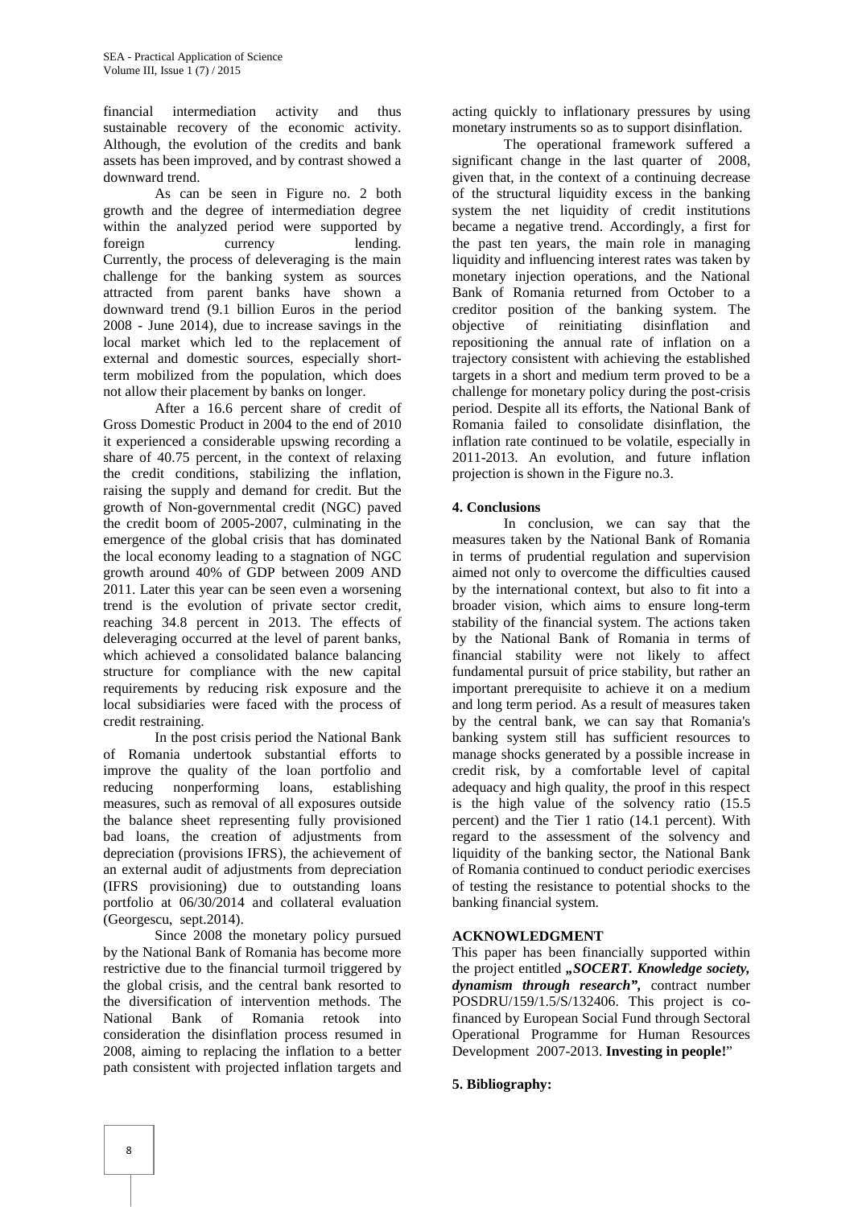financial intermediation activity and thus sustainable recovery of the economic activity. Although, the evolution of the credits and bank assets has been improved, and by contrast showed a downward trend.

As can be seen in Figure no. 2 both growth and the degree of intermediation degree within the analyzed period were supported by foreign currency lending. Currently, the process of deleveraging is the main challenge for the banking system as sources attracted from parent banks have shown a downward trend (9.1 billion Euros in the period 2008 - June 2014), due to increase savings in the local market which led to the replacement of external and domestic sources, especially short-term mobilized from the population, which does not allow their placement by banks on longer.

After a 16.6 percent share of credit of Gross Domestic Product in 2004 to the end of 2010 it experienced a considerable upswing recording a share of 40.75 percent, in the context of relaxing the credit conditions, stabilizing the inflation, raising the supply and demand for credit. But the growth of Non-governmental credit (NGC) paved the credit boom of 2005-2007, culminating in the emergence of the global crisis that has dominated the local economy leading to a stagnation of NGC growth around 40% of GDP between 2009 AND 2011. Later this year can be seen even a worsening trend is the evolution of private sector credit, reaching 34.8 percent in 2013. The effects of deleveraging occurred at the level of parent banks, which achieved a consolidated balance balancing structure for compliance with the new capital requirements by reducing risk exposure and the local subsidiaries were faced with the process of credit restraining.

In the post crisis period the National Bank of Romania undertook substantial efforts to improve the quality of the loan portfolio and reducing nonperforming loans, establishing measures, such as removal of all exposures outside the balance sheet representing fully provisioned bad loans, the creation of adjustments from depreciation (provisions IFRS), the achievement of an external audit of adjustments from depreciation (IFRS provisioning) due to outstanding loans portfolio at 06/30/2014 and collateral evaluation (Georgescu, sept.2014).

Since 2008 the monetary policy pursued by the National Bank of Romania has become more restrictive due to the financial turmoil triggered by the global crisis, and the central bank resorted to the diversification of intervention methods. The National Bank of Romania retook into consideration the disinflation process resumed in 2008, aiming to replacing the inflation to a better path consistent with projected inflation targets and acting quickly to inflationary pressures by using monetary instruments so as to support disinflation.

The operational framework suffered a significant change in the last quarter of 2008, given that, in the context of a continuing decrease of the structural liquidity excess in the banking system the net liquidity of credit institutions became a negative trend. Accordingly, a first for the past ten years, the main role in managing liquidity and influencing interest rates was taken by monetary injection operations, and the National Bank of Romania returned from October to a creditor position of the banking system. The objective of reinitiating disinflation and repositioning the annual rate of inflation on a trajectory consistent with achieving the established targets in a short and medium term proved to be a challenge for monetary policy during the post-crisis period. Despite all its efforts, the National Bank of Romania failed to consolidate disinflation, the inflation rate continued to be volatile, especially in 2011-2013. An evolution, and future inflation projection is shown in the Figure no.3.

## 4. Conclusions

In conclusion, we can say that the measures taken by the National Bank of Romania in terms of prudential regulation and supervision aimed not only to overcome the difficulties caused by the international context, but also to fit into a broader vision, which aims to ensure long-term stability of the financial system. The actions taken by the National Bank of Romania in terms of financial stability were not likely to affect fundamental pursuit of price stability, but rather an important prerequisite to achieve it on a medium and long term period. As a result of measures taken by the central bank, we can say that Romania's banking system still has sufficient resources to manage shocks generated by a possible increase in credit risk, by a comfortable level of capital adequacy and high quality, the proof in this respect is the high value of the solvency ratio (15.5 percent) and the Tier 1 ratio (14.1 percent). With regard to the assessment of the solvency and liquidity of the banking sector, the National Bank of Romania continued to conduct periodic exercises of testing the resistance to potential shocks to the banking financial system.

## ACKNOWLEDGMENT

This paper has been financially supported within the project entitled ***„SOCERT. Knowledge society, dynamism through research”***, contract number POSDRU/159/1.5/S/132406. This project is co-financed by European Social Fund through Sectoral Operational Programme for Human Resources Development 2007-2013. **Investing in people!**”

## 5. Bibliography: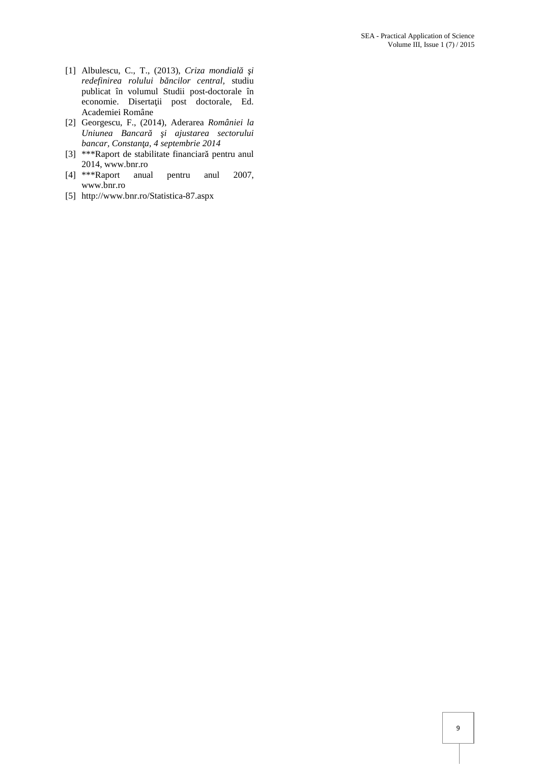[1] Albulescu, C., T., (2013), *Criza mondială şi redefinirea rolului băncilor central,* studiu publicat în volumul Studii post-doctorale în economie. Disertaţii post doctorale, Ed. Academiei Române

[2] Georgescu, F., (2014), Aderarea *României la Uniunea Bancară şi ajustarea sectorului bancar, Constanţa, 4 septembrie 2014*

[3] ***Raport de stabilitate financiară pentru anul 2014, www.bnr.ro

[4] ***Raport anual pentru anul 2007, www.bnr.ro

[5] http://www.bnr.ro/Statistica-87.aspx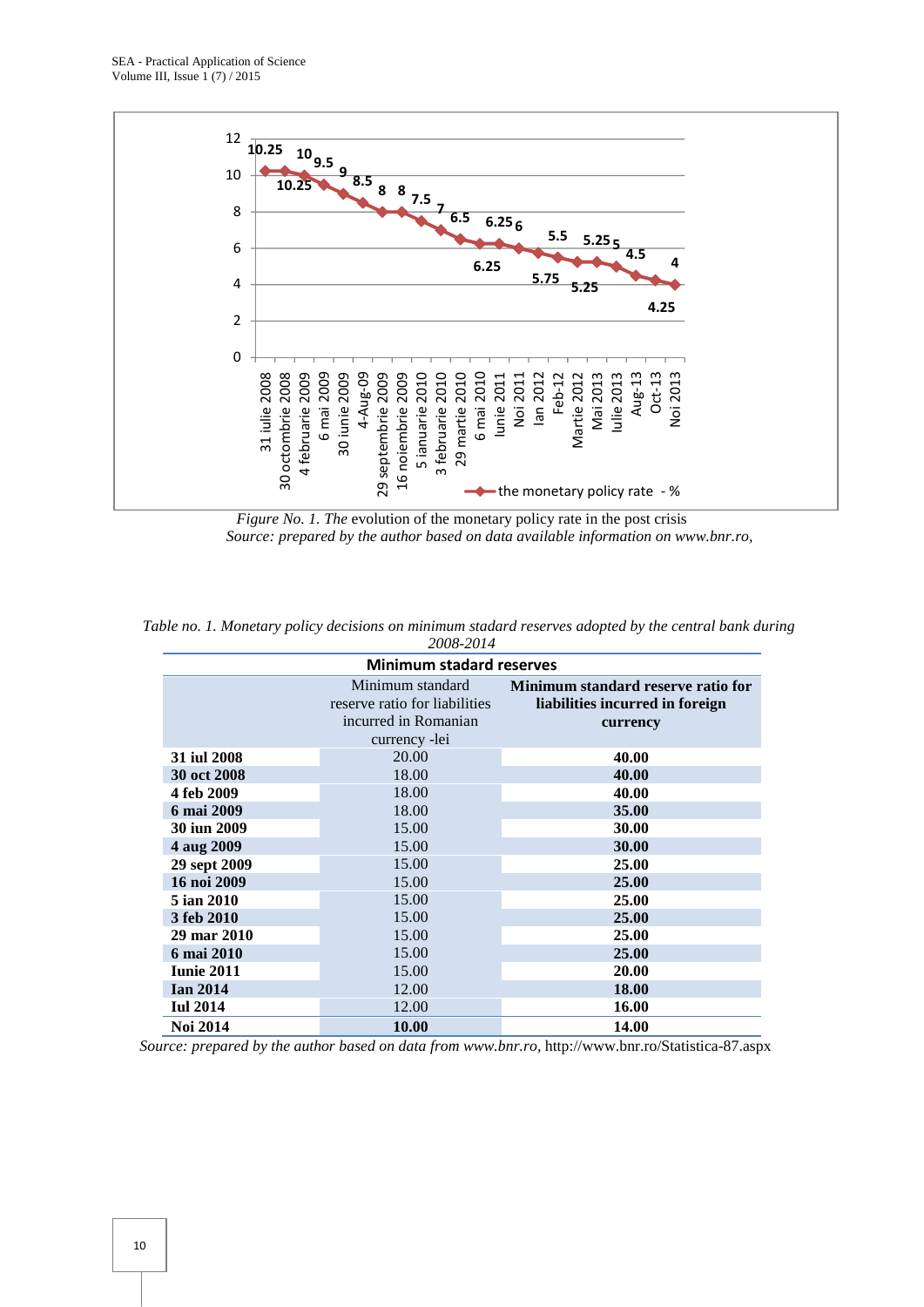*Figure No. 1. The* evolution of the monetary policy rate in the post crisis

*Source: prepared by the author based on data available information on www.bnr.ro,*

*Table no. 1. Monetary policy decisions on minimum stadard reserves adopted by the central bank during 2008-2014*

| Minimum stadard reserves | | |
|---|---|---|
| | Minimum standard reserve ratio for liabilities incurred in Romanian currency -lei | **Minimum standard reserve ratio for liabilities incurred in foreign currency** |
| **31 iul 2008** | 20.00 | **40.00** |
| **30 oct 2008** | 18.00 | **40.00** |
| **4 feb 2009** | 18.00 | **40.00** |
| **6 mai 2009** | 18.00 | **35.00** |
| **30 iun 2009** | 15.00 | **30.00** |
| **4 aug 2009** | 15.00 | **30.00** |
| **29 sept 2009** | 15.00 | **25.00** |
| **16 noi 2009** | 15.00 | **25.00** |
| **5 ian 2010** | 15.00 | **25.00** |
| **3 feb 2010** | 15.00 | **25.00** |
| **29 mar 2010** | 15.00 | **25.00** |
| **6 mai 2010** | 15.00 | **25.00** |
| **Iunie 2011** | 15.00 | **20.00** |
| **Ian 2014** | 12.00 | **18.00** |
| **Iul 2014** | 12.00 | **16.00** |
| **Noi 2014** | **10.00** | **14.00** |

*Source: prepared by the author based on data from www.bnr.ro,* http://www.bnr.ro/Statistica-87.aspx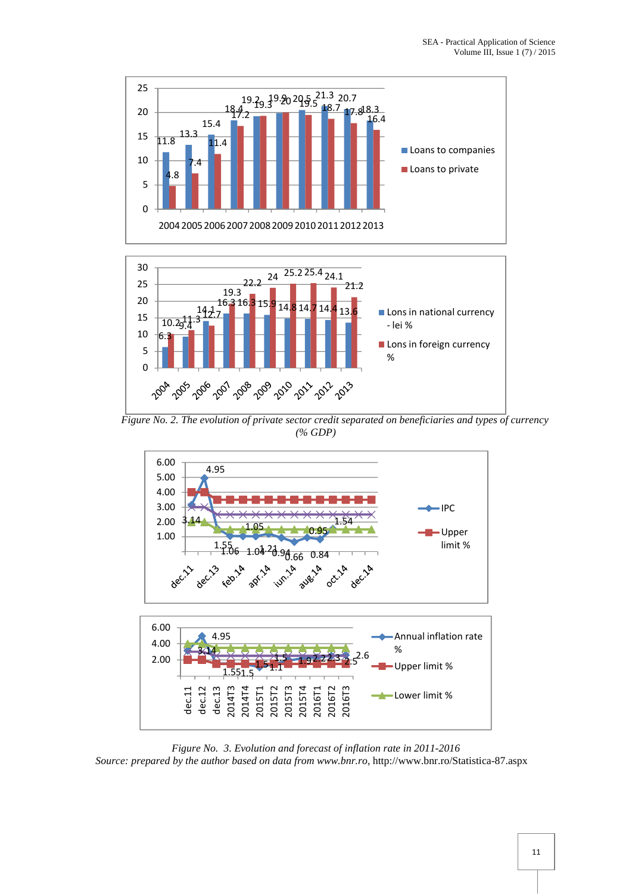Figure No. 2. The evolution of private sector credit separated on beneficiaries and types of currency (% GDP)

Figure No. 3. Evolution and forecast of inflation rate in 2011-2016

Source: prepared by the author based on data from www.bnr.ro, http://www.bnr.ro/Statistica-87.aspx